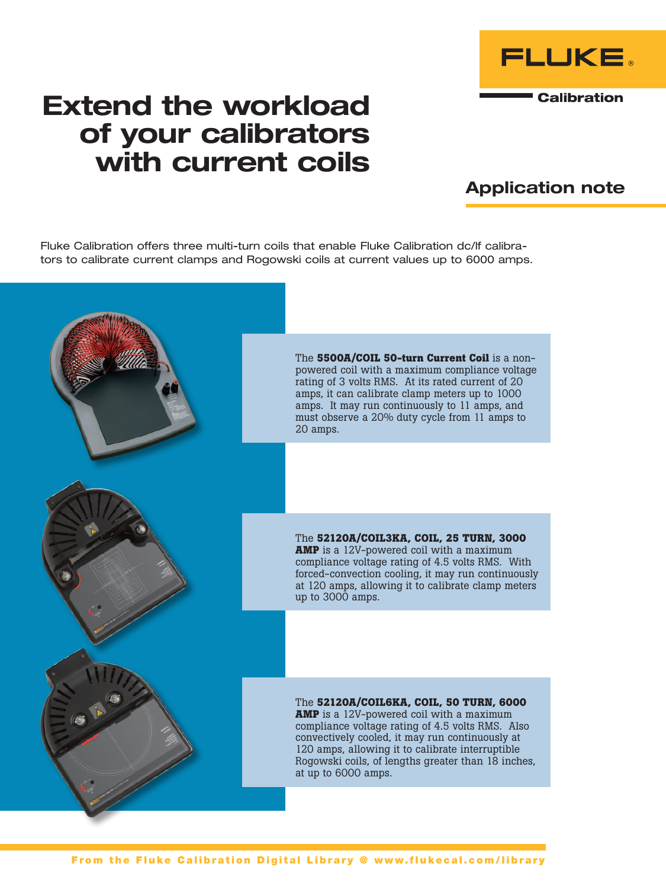FLUKE

Calibration

# Extend the workload of your calibrators with current coils

## Application note

Fluke Calibration offers three multi-turn coils that enable Fluke Calibration dc/lf calibrators to calibrate current clamps and Rogowski coils at current values up to 6000 amps.

The **5500A/COIL 50-turn Current Coil** is a non-powered coil with a maximum compliance voltage rating of 3 volts RMS. At its rated current of 20 amps, it can calibrate clamp meters up to 1000 amps. It may run continuously to 11 amps, and must observe a 20% duty cycle from 11 amps to 20 amps.

The **52120A/COIL3KA, COIL, 25 TURN, 3000 AMP** is a 12V-powered coil with a maximum compliance voltage rating of 4.5 volts RMS. With forced-convection cooling, it may run continuously at 120 amps, allowing it to calibrate clamp meters up to 3000 amps.

The **52120A/COIL6KA, COIL, 50 TURN, 6000 AMP** is a 12V-powered coil with a maximum compliance voltage rating of 4.5 volts RMS. Also convectively cooled, it may run continuously at 120 amps, allowing it to calibrate interruptible Rogowski coils, of lengths greater than 18 inches, at up to 6000 amps.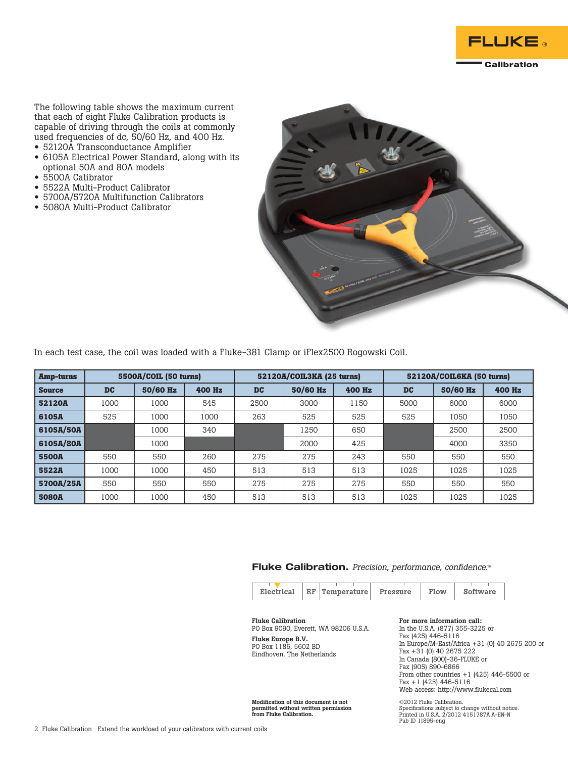The following table shows the maximum current that each of eight Fluke Calibration products is capable of driving through the coils at commonly used frequencies of dc, 50/60 Hz, and 400 Hz.

- 52120A Transconductance Amplifier
- 6105A Electrical Power Standard, along with its optional 50A and 80A models
- 5500A Calibrator
- 5522A Multi-Product Calibrator
- 5700A/5720A Multifunction Calibrators
- 5080A Multi-Product Calibrator

In each test case, the coil was loaded with a Fluke-381 Clamp or iFlex2500 Rogowski Coil.

| **Amp-turns** | **5500A/COIL (50 turns)** | | | **52120A/COIL3KA (25 turns)** | | | **52120A/COIL6KA (50 turns)** | | |
|---|---|---|---|---|---|---|---|---|---|
| **Source** | **DC** | **50/60 Hz** | **400 Hz** | **DC** | **50/60 Hz** | **400 Hz** | **DC** | **50/60 Hz** | **400 Hz** |
| **52120A** | 1000 | 1000 | 545 | 2500 | 3000 | 1150 | 5000 | 6000 | 6000 |
| **6105A** | 525 | 1000 | 1000 | 263 | 525 | 525 | 525 | 1050 | 1050 |
| **6105A/50A** | | 1000 | 340 | | 1250 | 650 | | 2500 | 2500 |
| **6105A/80A** | | 1000 | | | 2000 | 425 | | 4000 | 3350 |
| **5500A** | 550 | 550 | 260 | 275 | 275 | 243 | 550 | 550 | 550 |
| **5522A** | 1000 | 1000 | 450 | 513 | 513 | 513 | 1025 | 1025 | 1025 |
| **5700A/25A** | 550 | 550 | 550 | 275 | 275 | 275 | 550 | 550 | 550 |
| **5080A** | 1000 | 1000 | 450 | 513 | 513 | 513 | 1025 | 1025 | 1025 |

**Fluke Calibration.** *Precision, performance, confidence.*™

Electrical | RF | Temperature | Pressure | Flow | Software

**Fluke Calibration**
PO Box 9090, Everett, WA 98206 U.S.A.

**Fluke Europe B.V.**
PO Box 1186, 5602 BD
Eindhoven, The Netherlands

**For more information call:**
In the U.S.A. (877) 355-3225 or
Fax (425) 446-5116
In Europe/M-East/Africa +31 (0) 40 2675 200 or
Fax +31 (0) 40 2675 222
In Canada (800)-36-FLUKE or
Fax (905) 890-6866
From other countries +1 (425) 446-5500 or
Fax +1 (425) 446-5116
Web access: http://www.flukecal.com

**Modification of this document is not permitted without written permission from Fluke Calibration.**

©2012 Fluke Calibration.
Specifications subject to change without notice.
Printed in U.S.A. 2/2012 4151787A A-EN-N
Pub ID 11895-eng